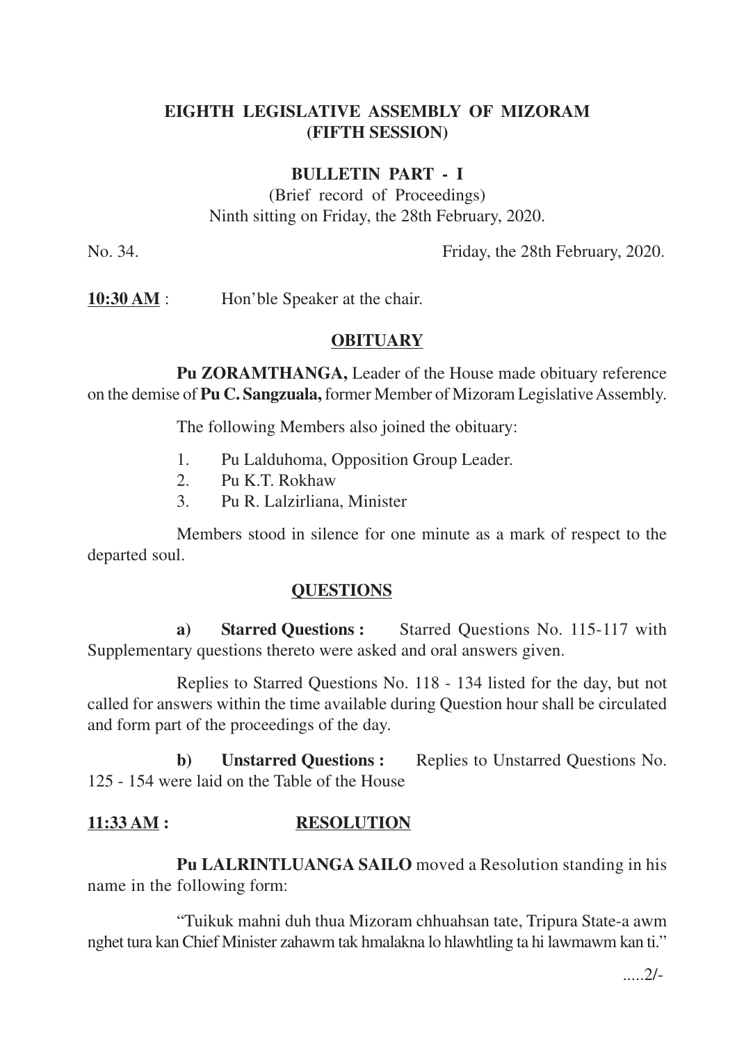## EIGHTH LEGISLATIVE ASSEMBLY OF MIZORAM
## (FIFTH SESSION)

### BULLETIN PART - I

(Brief record of Proceedings)
Ninth sitting on Friday, the 28th February, 2020.

No. 34. Friday, the 28th February, 2020.

**10:30 AM** : Hon'ble Speaker at the chair.

### OBITUARY

**Pu ZORAMTHANGA,** Leader of the House made obituary reference on the demise of **Pu C. Sangzuala,** former Member of Mizoram Legislative Assembly.

The following Members also joined the obituary:

1. Pu Lalduhoma, Opposition Group Leader.
2. Pu K.T. Rokhaw
3. Pu R. Lalzirliana, Minister

Members stood in silence for one minute as a mark of respect to the departed soul.

### QUESTIONS

**a) Starred Questions :** Starred Questions No. 115-117 with Supplementary questions thereto were asked and oral answers given.

Replies to Starred Questions No. 118 - 134 listed for the day, but not called for answers within the time available during Question hour shall be circulated and form part of the proceedings of the day.

**b) Unstarred Questions :** Replies to Unstarred Questions No. 125 - 154 were laid on the Table of the House

**11:33 AM :** **RESOLUTION**

**Pu LALRINTLUANGA SAILO** moved a Resolution standing in his name in the following form:

"Tuikuk mahni duh thua Mizoram chhuahsan tate, Tripura State-a awm nghet tura kan Chief Minister zahawm tak hmalakna lo hlawhtling ta hi lawmawm kan ti."

.....2/-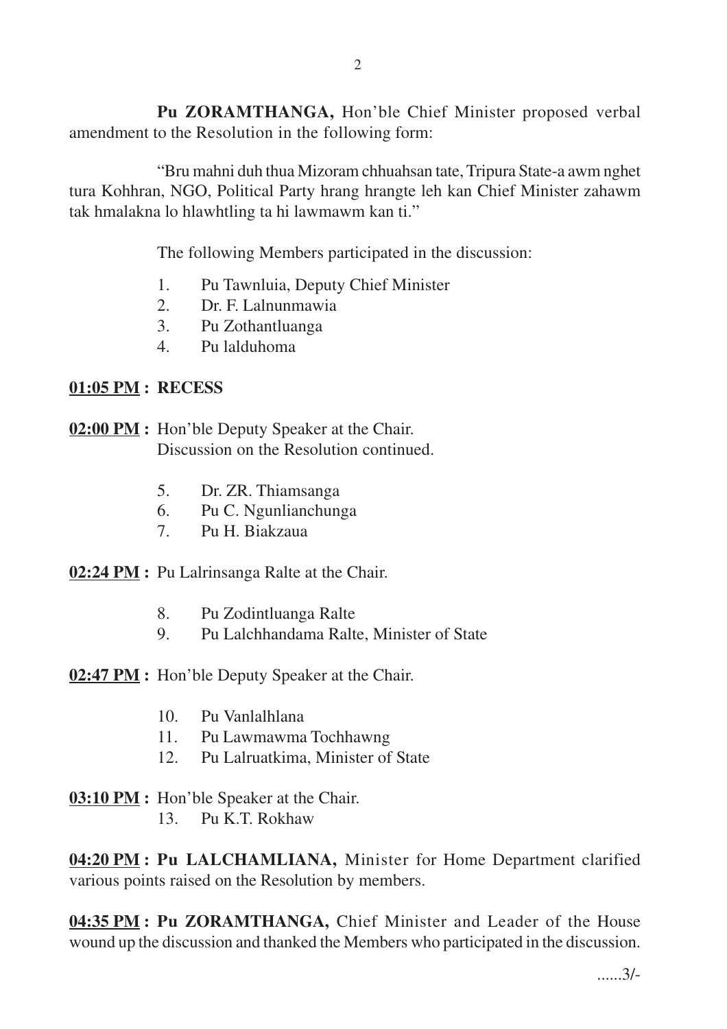**Pu ZORAMTHANGA,** Hon'ble Chief Minister proposed verbal amendment to the Resolution in the following form:

"Bru mahni duh thua Mizoram chhuahsan tate, Tripura State-a awm nghet tura Kohhran, NGO, Political Party hrang hrangte leh kan Chief Minister zahawm tak hmalakna lo hlawhtling ta hi lawmawm kan ti."

The following Members participated in the discussion:

1. Pu Tawnluia, Deputy Chief Minister
2. Dr. F. Lalnunmawia
3. Pu Zothantluanga
4. Pu lalduhoma

**01:05 PM : RECESS**

**02:00 PM :** Hon'ble Deputy Speaker at the Chair.
Discussion on the Resolution continued.

5. Dr. ZR. Thiamsanga
6. Pu C. Ngunlianchunga
7. Pu H. Biakzaua

**02:24 PM :** Pu Lalrinsanga Ralte at the Chair.

8. Pu Zodintluanga Ralte
9. Pu Lalchhandama Ralte, Minister of State

**02:47 PM :** Hon'ble Deputy Speaker at the Chair.

10. Pu Vanlalhlana
11. Pu Lawmawma Tochhawng
12. Pu Lalruatkima, Minister of State

**03:10 PM :** Hon'ble Speaker at the Chair.

13. Pu K.T. Rokhaw

**04:20 PM : Pu LALCHAMLIANA,** Minister for Home Department clarified various points raised on the Resolution by members.

**04:35 PM : Pu ZORAMTHANGA,** Chief Minister and Leader of the House wound up the discussion and thanked the Members who participated in the discussion.

......3/-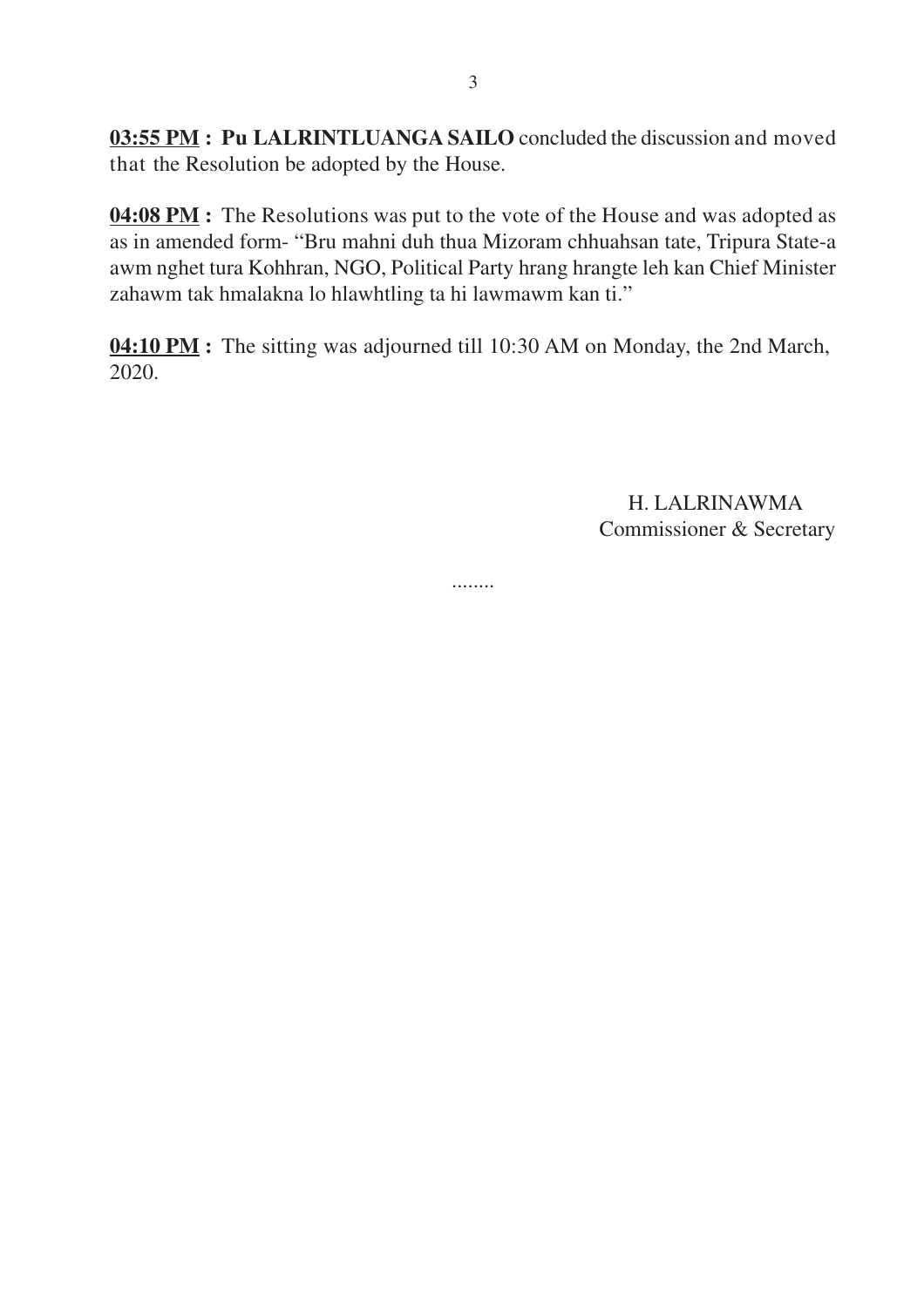**03:55 PM : Pu LALRINTLUANGA SAILO** concluded the discussion and moved that the Resolution be adopted by the House.

**04:08 PM :** The Resolutions was put to the vote of the House and was adopted as as in amended form- "Bru mahni duh thua Mizoram chhuahsan tate, Tripura State-a awm nghet tura Kohhran, NGO, Political Party hrang hrangte leh kan Chief Minister zahawm tak hmalakna lo hlawhtling ta hi lawmawm kan ti."

**04:10 PM :** The sitting was adjourned till 10:30 AM on Monday, the 2nd March, 2020.

H. LALRINAWMA
Commissioner & Secretary

........